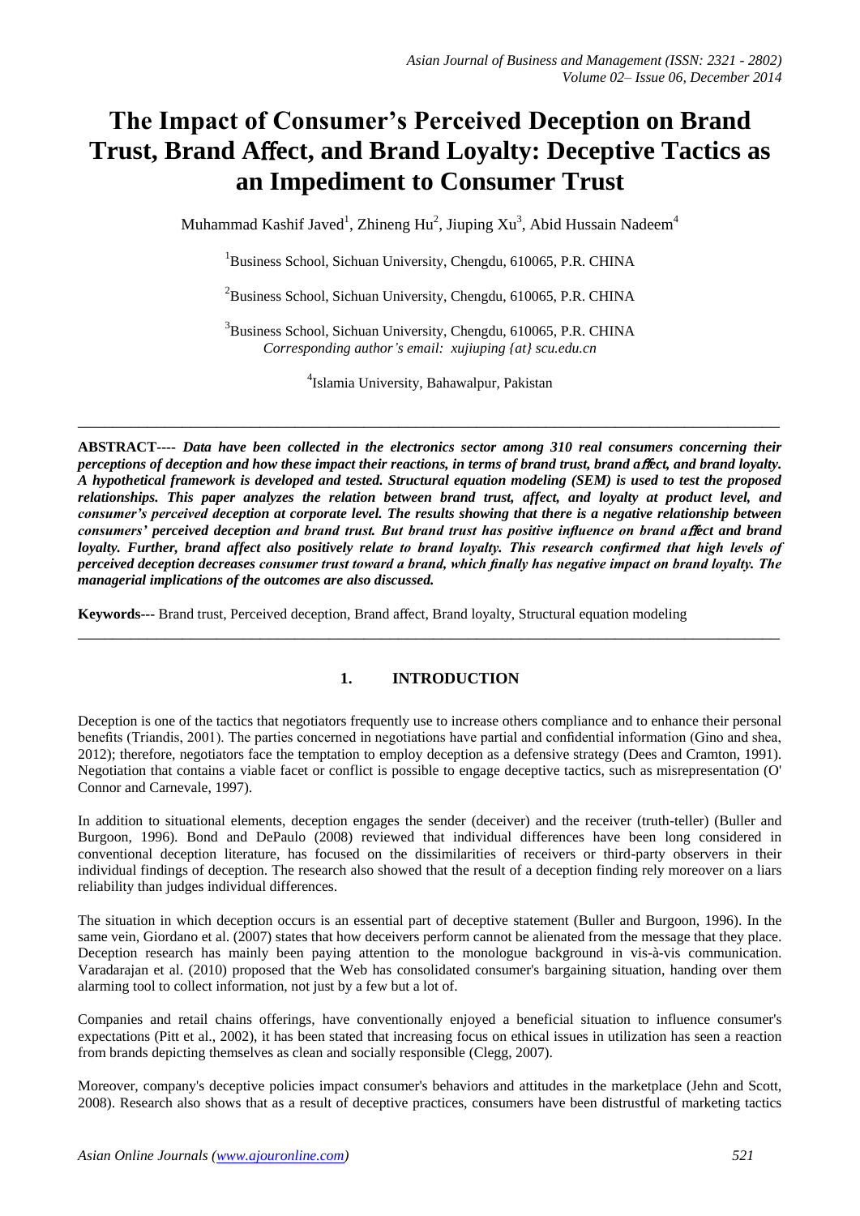# The Impact of Consumer's Perceived Deception on Brand Trust, Brand Affect, and Brand Loyalty: Deceptive Tactics as an Impediment to Consumer Trust

Muhammad Kashif Javed[1], Zhineng Hu[2], Jiuping Xu[3], Abid Hussain Nadeem[4]

[1]Business School, Sichuan University, Chengdu, 610065, P.R. CHINA

[2]Business School, Sichuan University, Chengdu, 610065, P.R. CHINA

[3]Business School, Sichuan University, Chengdu, 610065, P.R. CHINA
*Corresponding author's email: xujiuping {at} scu.edu.cn*

[4]Islamia University, Bahawalpur, Pakistan

---

**ABSTRACT----** ***Data have been collected in the electronics sector among 310 real consumers concerning their perceptions of deception and how these impact their reactions, in terms of brand trust, brand affect, and brand loyalty. A hypothetical framework is developed and tested. Structural equation modeling (SEM) is used to test the proposed relationships. This paper analyzes the relation between brand trust, affect, and loyalty at product level, and consumer's perceived deception at corporate level. The results showing that there is a negative relationship between consumers' perceived deception and brand trust. But brand trust has positive influence on brand affect and brand loyalty. Further, brand affect also positively relate to brand loyalty. This research confirmed that high levels of perceived deception decreases consumer trust toward a brand, which finally has negative impact on brand loyalty. The managerial implications of the outcomes are also discussed.***

**Keywords---** Brand trust, Perceived deception, Brand affect, Brand loyalty, Structural equation modeling

---

## 1. INTRODUCTION

Deception is one of the tactics that negotiators frequently use to increase others compliance and to enhance their personal benefits (Triandis, 2001). The parties concerned in negotiations have partial and confidential information (Gino and shea, 2012); therefore, negotiators face the temptation to employ deception as a defensive strategy (Dees and Cramton, 1991). Negotiation that contains a viable facet or conflict is possible to engage deceptive tactics, such as misrepresentation (O' Connor and Carnevale, 1997).

In addition to situational elements, deception engages the sender (deceiver) and the receiver (truth-teller) (Buller and Burgoon, 1996). Bond and DePaulo (2008) reviewed that individual differences have been long considered in conventional deception literature, has focused on the dissimilarities of receivers or third-party observers in their individual findings of deception. The research also showed that the result of a deception finding rely moreover on a liars reliability than judges individual differences.

The situation in which deception occurs is an essential part of deceptive statement (Buller and Burgoon, 1996). In the same vein, Giordano et al. (2007) states that how deceivers perform cannot be alienated from the message that they place. Deception research has mainly been paying attention to the monologue background in vis-à-vis communication. Varadarajan et al. (2010) proposed that the Web has consolidated consumer's bargaining situation, handing over them alarming tool to collect information, not just by a few but a lot of.

Companies and retail chains offerings, have conventionally enjoyed a beneficial situation to influence consumer's expectations (Pitt et al., 2002), it has been stated that increasing focus on ethical issues in utilization has seen a reaction from brands depicting themselves as clean and socially responsible (Clegg, 2007).

Moreover, company's deceptive policies impact consumer's behaviors and attitudes in the marketplace (Jehn and Scott, 2008). Research also shows that as a result of deceptive practices, consumers have been distrustful of marketing tactics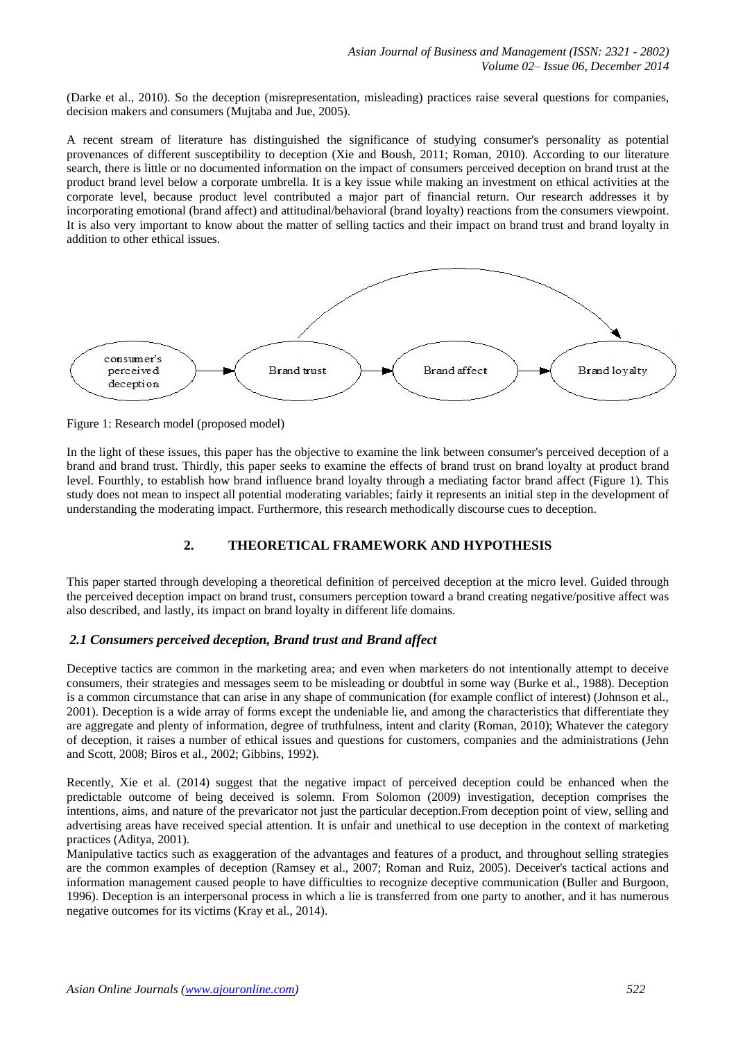(Darke et al., 2010). So the deception (misrepresentation, misleading) practices raise several questions for companies, decision makers and consumers (Mujtaba and Jue, 2005).

A recent stream of literature has distinguished the significance of studying consumer's personality as potential provenances of different susceptibility to deception (Xie and Boush, 2011; Roman, 2010). According to our literature search, there is little or no documented information on the impact of consumers perceived deception on brand trust at the product brand level below a corporate umbrella. It is a key issue while making an investment on ethical activities at the corporate level, because product level contributed a major part of financial return. Our research addresses it by incorporating emotional (brand affect) and attitudinal/behavioral (brand loyalty) reactions from the consumers viewpoint. It is also very important to know about the matter of selling tactics and their impact on brand trust and brand loyalty in addition to other ethical issues.

Figure 1: Research model (proposed model)

In the light of these issues, this paper has the objective to examine the link between consumer's perceived deception of a brand and brand trust. Thirdly, this paper seeks to examine the effects of brand trust on brand loyalty at product brand level. Fourthly, to establish how brand influence brand loyalty through a mediating factor brand affect (Figure 1). This study does not mean to inspect all potential moderating variables; fairly it represents an initial step in the development of understanding the moderating impact. Furthermore, this research methodically discourse cues to deception.

## 2. THEORETICAL FRAMEWORK AND HYPOTHESIS

This paper started through developing a theoretical definition of perceived deception at the micro level. Guided through the perceived deception impact on brand trust, consumers perception toward a brand creating negative/positive affect was also described, and lastly, its impact on brand loyalty in different life domains.

### *2.1 Consumers perceived deception, Brand trust and Brand affect*

Deceptive tactics are common in the marketing area; and even when marketers do not intentionally attempt to deceive consumers, their strategies and messages seem to be misleading or doubtful in some way (Burke et al., 1988). Deception is a common circumstance that can arise in any shape of communication (for example conflict of interest) (Johnson et al., 2001). Deception is a wide array of forms except the undeniable lie, and among the characteristics that differentiate they are aggregate and plenty of information, degree of truthfulness, intent and clarity (Roman, 2010); Whatever the category of deception, it raises a number of ethical issues and questions for customers, companies and the administrations (Jehn and Scott, 2008; Biros et al., 2002; Gibbins, 1992).

Recently, Xie et al. (2014) suggest that the negative impact of perceived deception could be enhanced when the predictable outcome of being deceived is solemn. From Solomon (2009) investigation, deception comprises the intentions, aims, and nature of the prevaricator not just the particular deception.From deception point of view, selling and advertising areas have received special attention. It is unfair and unethical to use deception in the context of marketing practices (Aditya, 2001).

Manipulative tactics such as exaggeration of the advantages and features of a product, and throughout selling strategies are the common examples of deception (Ramsey et al., 2007; Roman and Ruiz, 2005). Deceiver's tactical actions and information management caused people to have difficulties to recognize deceptive communication (Buller and Burgoon, 1996). Deception is an interpersonal process in which a lie is transferred from one party to another, and it has numerous negative outcomes for its victims (Kray et al., 2014).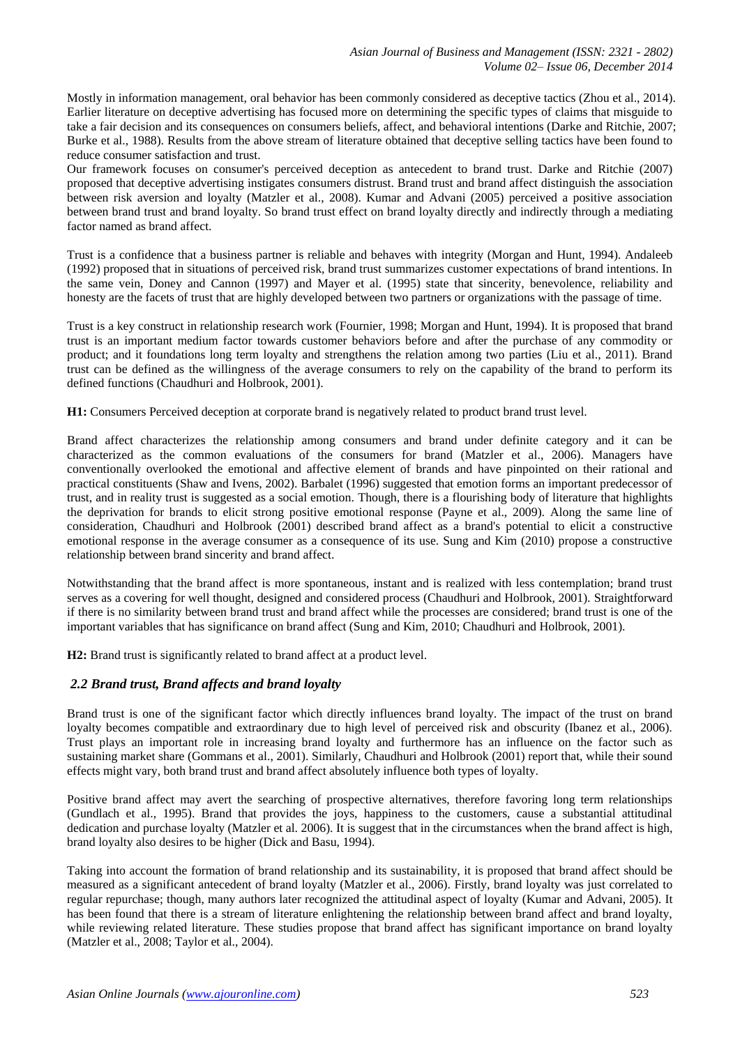Mostly in information management, oral behavior has been commonly considered as deceptive tactics (Zhou et al., 2014). Earlier literature on deceptive advertising has focused more on determining the specific types of claims that misguide to take a fair decision and its consequences on consumers beliefs, affect, and behavioral intentions (Darke and Ritchie, 2007; Burke et al., 1988). Results from the above stream of literature obtained that deceptive selling tactics have been found to reduce consumer satisfaction and trust.

Our framework focuses on consumer's perceived deception as antecedent to brand trust. Darke and Ritchie (2007) proposed that deceptive advertising instigates consumers distrust. Brand trust and brand affect distinguish the association between risk aversion and loyalty (Matzler et al., 2008). Kumar and Advani (2005) perceived a positive association between brand trust and brand loyalty. So brand trust effect on brand loyalty directly and indirectly through a mediating factor named as brand affect.

Trust is a confidence that a business partner is reliable and behaves with integrity (Morgan and Hunt, 1994). Andaleeb (1992) proposed that in situations of perceived risk, brand trust summarizes customer expectations of brand intentions. In the same vein, Doney and Cannon (1997) and Mayer et al. (1995) state that sincerity, benevolence, reliability and honesty are the facets of trust that are highly developed between two partners or organizations with the passage of time.

Trust is a key construct in relationship research work (Fournier, 1998; Morgan and Hunt, 1994). It is proposed that brand trust is an important medium factor towards customer behaviors before and after the purchase of any commodity or product; and it foundations long term loyalty and strengthens the relation among two parties (Liu et al., 2011). Brand trust can be defined as the willingness of the average consumers to rely on the capability of the brand to perform its defined functions (Chaudhuri and Holbrook, 2001).

**H1:** Consumers Perceived deception at corporate brand is negatively related to product brand trust level.

Brand affect characterizes the relationship among consumers and brand under definite category and it can be characterized as the common evaluations of the consumers for brand (Matzler et al., 2006). Managers have conventionally overlooked the emotional and affective element of brands and have pinpointed on their rational and practical constituents (Shaw and Ivens, 2002). Barbalet (1996) suggested that emotion forms an important predecessor of trust, and in reality trust is suggested as a social emotion. Though, there is a flourishing body of literature that highlights the deprivation for brands to elicit strong positive emotional response (Payne et al., 2009). Along the same line of consideration, Chaudhuri and Holbrook (2001) described brand affect as a brand's potential to elicit a constructive emotional response in the average consumer as a consequence of its use. Sung and Kim (2010) propose a constructive relationship between brand sincerity and brand affect.

Notwithstanding that the brand affect is more spontaneous, instant and is realized with less contemplation; brand trust serves as a covering for well thought, designed and considered process (Chaudhuri and Holbrook, 2001). Straightforward if there is no similarity between brand trust and brand affect while the processes are considered; brand trust is one of the important variables that has significance on brand affect (Sung and Kim, 2010; Chaudhuri and Holbrook, 2001).

**H2:** Brand trust is significantly related to brand affect at a product level.

### *2.2 Brand trust, Brand affects and brand loyalty*

Brand trust is one of the significant factor which directly influences brand loyalty. The impact of the trust on brand loyalty becomes compatible and extraordinary due to high level of perceived risk and obscurity (Ibanez et al., 2006). Trust plays an important role in increasing brand loyalty and furthermore has an influence on the factor such as sustaining market share (Gommans et al., 2001). Similarly, Chaudhuri and Holbrook (2001) report that, while their sound effects might vary, both brand trust and brand affect absolutely influence both types of loyalty.

Positive brand affect may avert the searching of prospective alternatives, therefore favoring long term relationships (Gundlach et al., 1995). Brand that provides the joys, happiness to the customers, cause a substantial attitudinal dedication and purchase loyalty (Matzler et al. 2006). It is suggest that in the circumstances when the brand affect is high, brand loyalty also desires to be higher (Dick and Basu, 1994).

Taking into account the formation of brand relationship and its sustainability, it is proposed that brand affect should be measured as a significant antecedent of brand loyalty (Matzler et al., 2006). Firstly, brand loyalty was just correlated to regular repurchase; though, many authors later recognized the attitudinal aspect of loyalty (Kumar and Advani, 2005). It has been found that there is a stream of literature enlightening the relationship between brand affect and brand loyalty, while reviewing related literature. These studies propose that brand affect has significant importance on brand loyalty (Matzler et al., 2008; Taylor et al., 2004).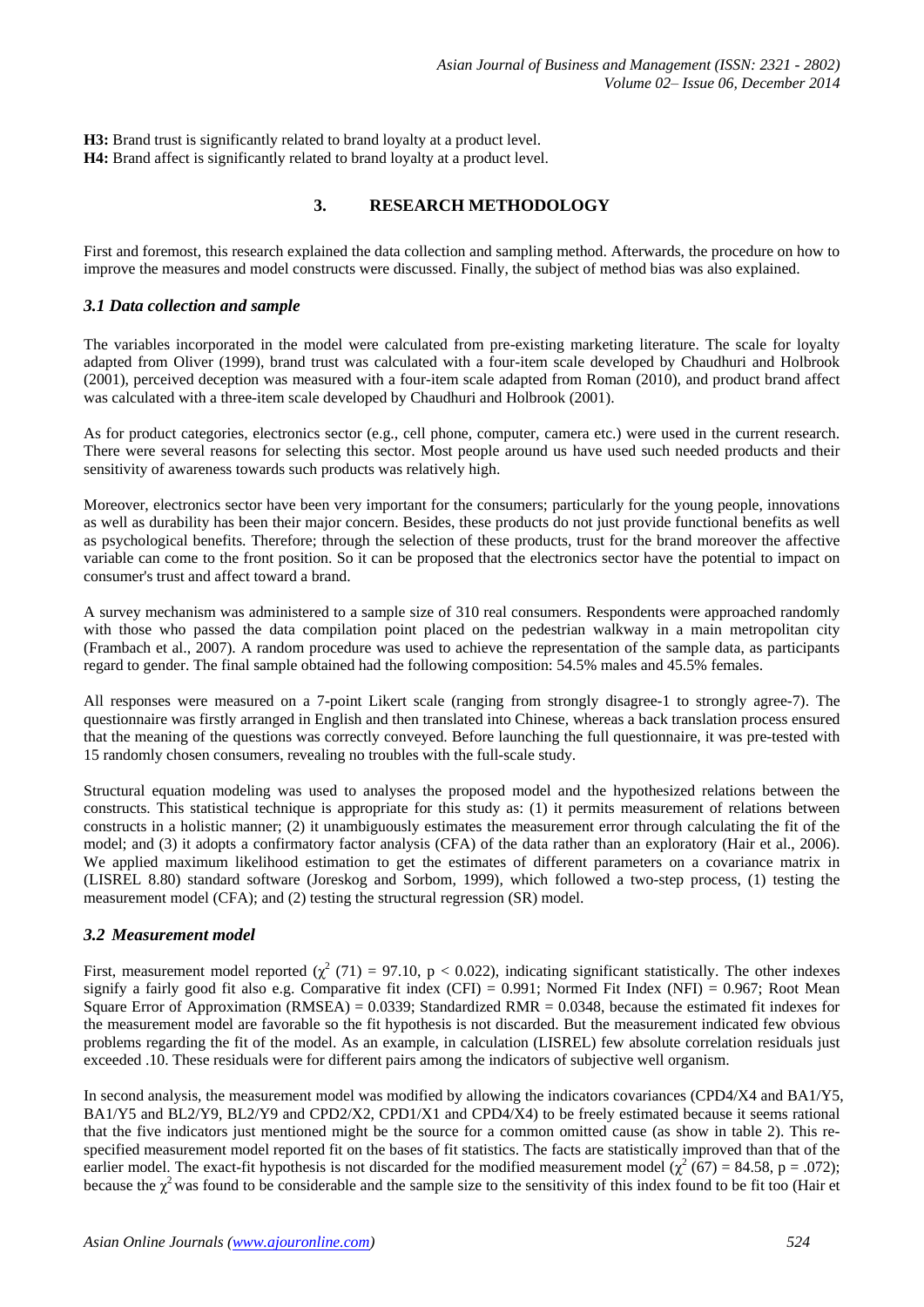**H3:** Brand trust is significantly related to brand loyalty at a product level.
**H4:** Brand affect is significantly related to brand loyalty at a product level.

## 3. RESEARCH METHODOLOGY

First and foremost, this research explained the data collection and sampling method. Afterwards, the procedure on how to improve the measures and model constructs were discussed. Finally, the subject of method bias was also explained.

### *3.1 Data collection and sample*

The variables incorporated in the model were calculated from pre-existing marketing literature. The scale for loyalty adapted from Oliver (1999), brand trust was calculated with a four-item scale developed by Chaudhuri and Holbrook (2001), perceived deception was measured with a four-item scale adapted from Roman (2010), and product brand affect was calculated with a three-item scale developed by Chaudhuri and Holbrook (2001).

As for product categories, electronics sector (e.g., cell phone, computer, camera etc.) were used in the current research. There were several reasons for selecting this sector. Most people around us have used such needed products and their sensitivity of awareness towards such products was relatively high.

Moreover, electronics sector have been very important for the consumers; particularly for the young people, innovations as well as durability has been their major concern. Besides, these products do not just provide functional benefits as well as psychological benefits. Therefore; through the selection of these products, trust for the brand moreover the affective variable can come to the front position. So it can be proposed that the electronics sector have the potential to impact on consumer's trust and affect toward a brand.

A survey mechanism was administered to a sample size of 310 real consumers. Respondents were approached randomly with those who passed the data compilation point placed on the pedestrian walkway in a main metropolitan city (Frambach et al., 2007). A random procedure was used to achieve the representation of the sample data, as participants regard to gender. The final sample obtained had the following composition: 54.5% males and 45.5% females.

All responses were measured on a 7-point Likert scale (ranging from strongly disagree-1 to strongly agree-7). The questionnaire was firstly arranged in English and then translated into Chinese, whereas a back translation process ensured that the meaning of the questions was correctly conveyed. Before launching the full questionnaire, it was pre-tested with 15 randomly chosen consumers, revealing no troubles with the full-scale study.

Structural equation modeling was used to analyses the proposed model and the hypothesized relations between the constructs. This statistical technique is appropriate for this study as: (1) it permits measurement of relations between constructs in a holistic manner; (2) it unambiguously estimates the measurement error through calculating the fit of the model; and (3) it adopts a confirmatory factor analysis (CFA) of the data rather than an exploratory (Hair et al., 2006). We applied maximum likelihood estimation to get the estimates of different parameters on a covariance matrix in (LISREL 8.80) standard software (Joreskog and Sorbom, 1999), which followed a two-step process, (1) testing the measurement model (CFA); and (2) testing the structural regression (SR) model.

### *3.2 Measurement model*

First, measurement model reported ($\chi^2$ (71) = 97.10, $p < 0.022$), indicating significant statistically. The other indexes signify a fairly good fit also e.g. Comparative fit index (CFI) = 0.991; Normed Fit Index (NFI) = 0.967; Root Mean Square Error of Approximation (RMSEA) = 0.0339; Standardized RMR = 0.0348, because the estimated fit indexes for the measurement model are favorable so the fit hypothesis is not discarded. But the measurement indicated few obvious problems regarding the fit of the model. As an example, in calculation (LISREL) few absolute correlation residuals just exceeded .10. These residuals were for different pairs among the indicators of subjective well organism.

In second analysis, the measurement model was modified by allowing the indicators covariances (CPD4/X4 and BA1/Y5, BA1/Y5 and BL2/Y9, BL2/Y9 and CPD2/X2, CPD1/X1 and CPD4/X4) to be freely estimated because it seems rational that the five indicators just mentioned might be the source for a common omitted cause (as show in table 2). This re-specified measurement model reported fit on the bases of fit statistics. The facts are statistically improved than that of the earlier model. The exact-fit hypothesis is not discarded for the modified measurement model ($\chi^2$ (67) = 84.58, p = .072); because the $\chi^2$ was found to be considerable and the sample size to the sensitivity of this index found to be fit too (Hair et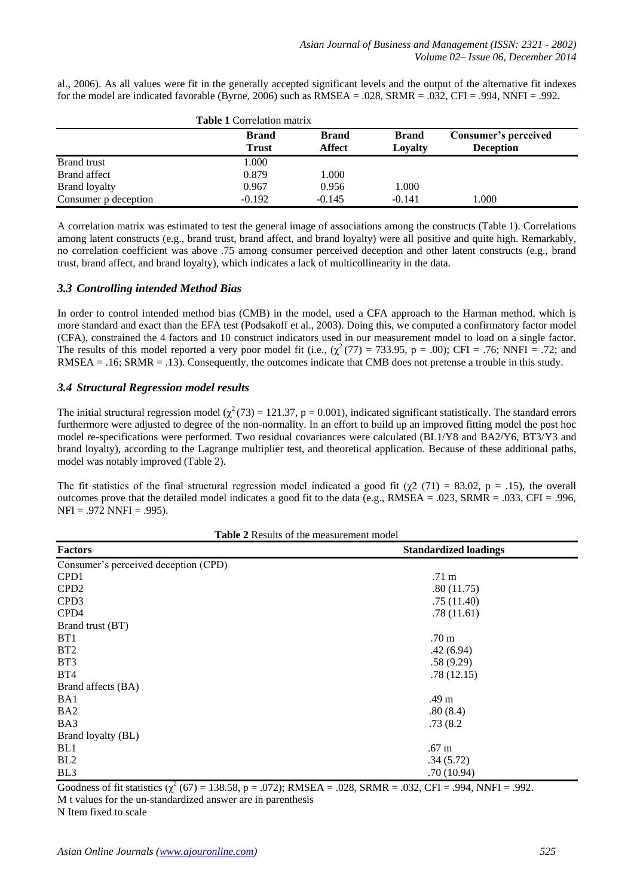al., 2006). As all values were fit in the generally accepted significant levels and the output of the alternative fit indexes for the model are indicated favorable (Byrne, 2006) such as RMSEA = .028, SRMR = .032, CFI = .994, NNFI = .992.

**Table 1** Correlation matrix

| | **Brand Trust** | **Brand Affect** | **Brand Loyalty** | **Consumer's perceived Deception** |
|---|---|---|---|---|
| Brand trust | 1.000 | | | |
| Brand affect | 0.879 | 1.000 | | |
| Brand loyalty | 0.967 | 0.956 | 1.000 | |
| Consumer p deception | -0.192 | -0.145 | -0.141 | 1.000 |

A correlation matrix was estimated to test the general image of associations among the constructs (Table 1). Correlations among latent constructs (e.g., brand trust, brand affect, and brand loyalty) were all positive and quite high. Remarkably, no correlation coefficient was above .75 among consumer perceived deception and other latent constructs (e.g., brand trust, brand affect, and brand loyalty), which indicates a lack of multicollinearity in the data.

### *3.3 Controlling intended Method Bias*

In order to control intended method bias (CMB) in the model, used a CFA approach to the Harman method, which is more standard and exact than the EFA test (Podsakoff et al., 2003). Doing this, we computed a confirmatory factor model (CFA), constrained the 4 factors and 10 construct indicators used in our measurement model to load on a single factor. The results of this model reported a very poor model fit (i.e., ($\chi^2$ (77) = 733.95, p = .00); CFI = .76; NNFI = .72; and RMSEA = .16; SRMR = .13). Consequently, the outcomes indicate that CMB does not pretense a trouble in this study.

### *3.4 Structural Regression model results*

The initial structural regression model ($\chi^2$ (73) = 121.37, p = 0.001), indicated significant statistically. The standard errors furthermore were adjusted to degree of the non-normality. In an effort to build up an improved fitting model the post hoc model re-specifications were performed. Two residual covariances were calculated (BL1/Y8 and BA2/Y6, BT3/Y3 and brand loyalty), according to the Lagrange multiplier test, and theoretical application. Because of these additional paths, model was notably improved (Table 2).

The fit statistics of the final structural regression model indicated a good fit ($\chi$2 (71) = 83.02, p = .15), the overall outcomes prove that the detailed model indicates a good fit to the data (e.g., RMSEA = .023, SRMR = .033, CFI = .996, NFI = .972 NNFI = .995).

**Table 2** Results of the measurement model

| **Factors** | **Standardized loadings** |
|---|---|
| Consumer's perceived deception (CPD) | |
| CPD1 | .71 m |
| CPD2 | .80 (11.75) |
| CPD3 | .75 (11.40) |
| CPD4 | .78 (11.61) |
| Brand trust (BT) | |
| BT1 | .70 m |
| BT2 | .42 (6.94) |
| BT3 | .58 (9.29) |
| BT4 | .78 (12.15) |
| Brand affects (BA) | |
| BA1 | .49 m |
| BA2 | .80 (8.4) |
| BA3 | .73 (8.2 |
| Brand loyalty (BL) | |
| BL1 | .67 m |
| BL2 | .34 (5.72) |
| BL3 | .70 (10.94) |

Goodness of fit statistics ($\chi^2$ (67) = 138.58, p = .072); RMSEA = .028, SRMR = .032, CFI = .994, NNFI = .992.
M t values for the un-standardized answer are in parenthesis
N Item fixed to scale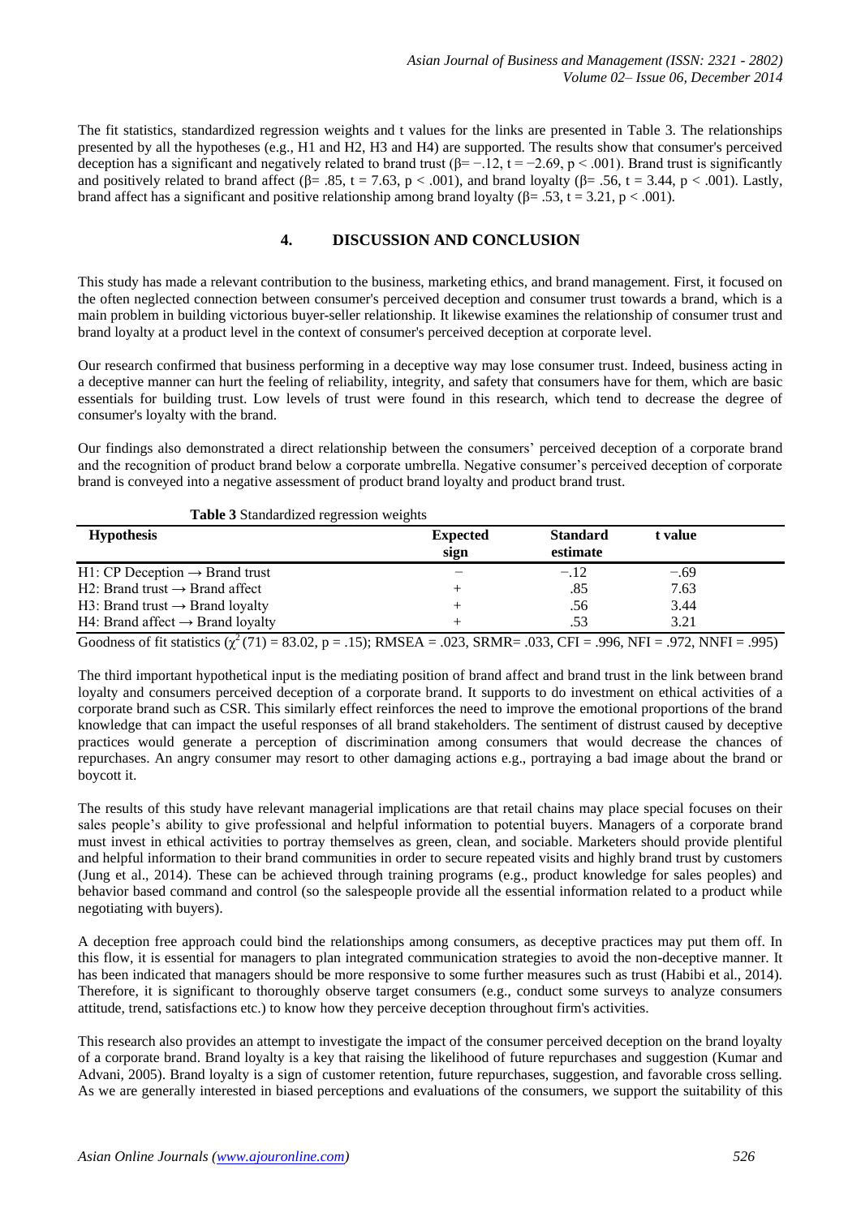The fit statistics, standardized regression weights and t values for the links are presented in Table 3. The relationships presented by all the hypotheses (e.g., H1 and H2, H3 and H4) are supported. The results show that consumer's perceived deception has a significant and negatively related to brand trust (β= −.12, t = −2.69, p < .001). Brand trust is significantly and positively related to brand affect (β= .85, t = 7.63, p < .001), and brand loyalty (β= .56, t = 3.44, p < .001). Lastly, brand affect has a significant and positive relationship among brand loyalty (β= .53, t = 3.21, p < .001).

## 4. DISCUSSION AND CONCLUSION

This study has made a relevant contribution to the business, marketing ethics, and brand management. First, it focused on the often neglected connection between consumer's perceived deception and consumer trust towards a brand, which is a main problem in building victorious buyer-seller relationship. It likewise examines the relationship of consumer trust and brand loyalty at a product level in the context of consumer's perceived deception at corporate level.

Our research confirmed that business performing in a deceptive way may lose consumer trust. Indeed, business acting in a deceptive manner can hurt the feeling of reliability, integrity, and safety that consumers have for them, which are basic essentials for building trust. Low levels of trust were found in this research, which tend to decrease the degree of consumer's loyalty with the brand.

Our findings also demonstrated a direct relationship between the consumers' perceived deception of a corporate brand and the recognition of product brand below a corporate umbrella. Negative consumer's perceived deception of corporate brand is conveyed into a negative assessment of product brand loyalty and product brand trust.

**Table 3** Standardized regression weights

| Hypothesis | Expected sign | Standard estimate | t value |
|---|---|---|---|
| H1: CP Deception → Brand trust | − | −.12 | −.69 |
| H2: Brand trust → Brand affect | + | .85 | 7.63 |
| H3: Brand trust → Brand loyalty | + | .56 | 3.44 |
| H4: Brand affect → Brand loyalty | + | .53 | 3.21 |

Goodness of fit statistics ($\chi^2(71) = 83.02$, p = .15); RMSEA = .023, SRMR= .033, CFI = .996, NFI = .972, NNFI = .995)

The third important hypothetical input is the mediating position of brand affect and brand trust in the link between brand loyalty and consumers perceived deception of a corporate brand. It supports to do investment on ethical activities of a corporate brand such as CSR. This similarly effect reinforces the need to improve the emotional proportions of the brand knowledge that can impact the useful responses of all brand stakeholders. The sentiment of distrust caused by deceptive practices would generate a perception of discrimination among consumers that would decrease the chances of repurchases. An angry consumer may resort to other damaging actions e.g., portraying a bad image about the brand or boycott it.

The results of this study have relevant managerial implications are that retail chains may place special focuses on their sales people's ability to give professional and helpful information to potential buyers. Managers of a corporate brand must invest in ethical activities to portray themselves as green, clean, and sociable. Marketers should provide plentiful and helpful information to their brand communities in order to secure repeated visits and highly brand trust by customers (Jung et al., 2014). These can be achieved through training programs (e.g., product knowledge for sales peoples) and behavior based command and control (so the salespeople provide all the essential information related to a product while negotiating with buyers).

A deception free approach could bind the relationships among consumers, as deceptive practices may put them off. In this flow, it is essential for managers to plan integrated communication strategies to avoid the non-deceptive manner. It has been indicated that managers should be more responsive to some further measures such as trust (Habibi et al., 2014). Therefore, it is significant to thoroughly observe target consumers (e.g., conduct some surveys to analyze consumers attitude, trend, satisfactions etc.) to know how they perceive deception throughout firm's activities.

This research also provides an attempt to investigate the impact of the consumer perceived deception on the brand loyalty of a corporate brand. Brand loyalty is a key that raising the likelihood of future repurchases and suggestion (Kumar and Advani, 2005). Brand loyalty is a sign of customer retention, future repurchases, suggestion, and favorable cross selling. As we are generally interested in biased perceptions and evaluations of the consumers, we support the suitability of this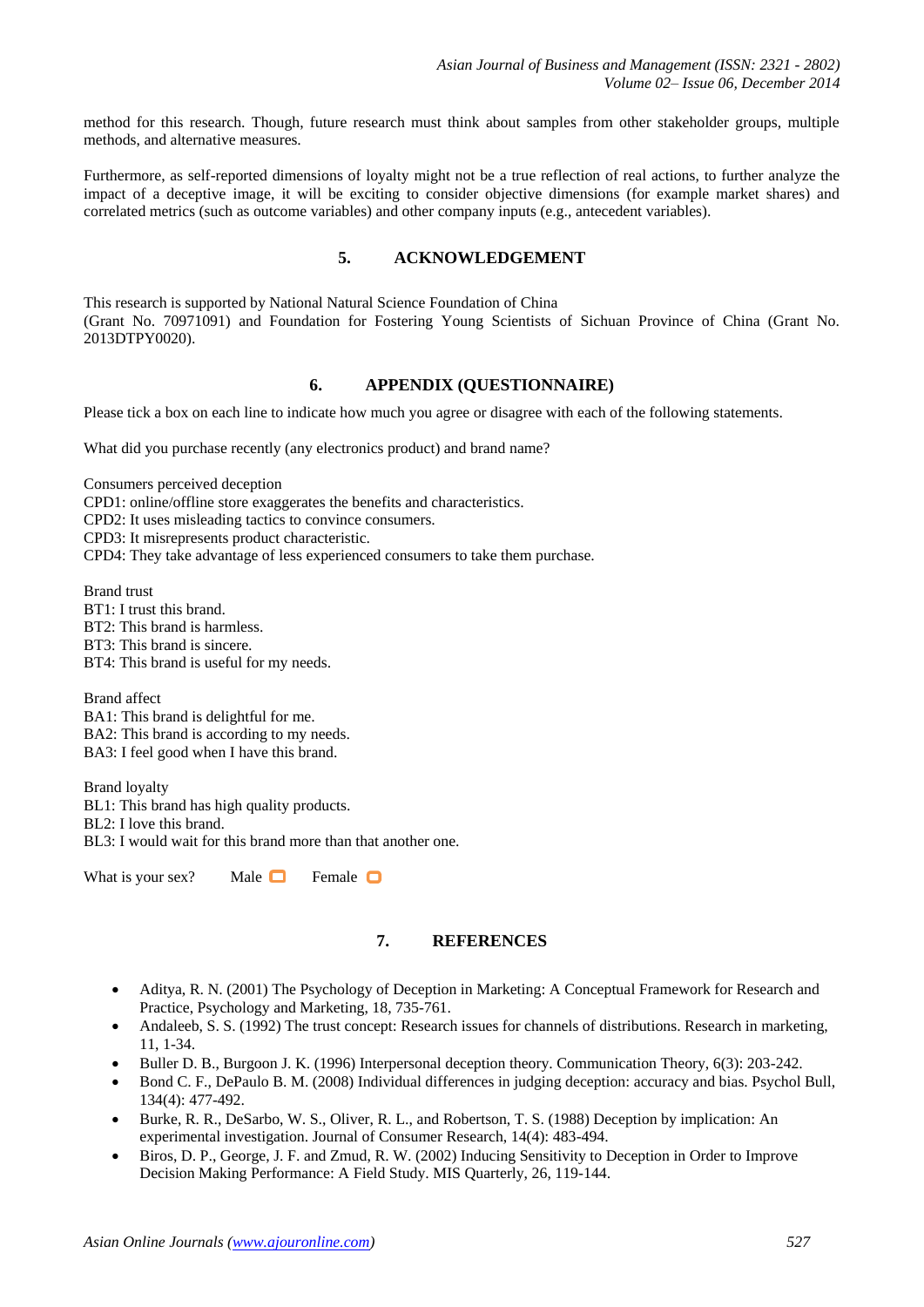method for this research. Though, future research must think about samples from other stakeholder groups, multiple methods, and alternative measures.

Furthermore, as self-reported dimensions of loyalty might not be a true reflection of real actions, to further analyze the impact of a deceptive image, it will be exciting to consider objective dimensions (for example market shares) and correlated metrics (such as outcome variables) and other company inputs (e.g., antecedent variables).

## 5. ACKNOWLEDGEMENT

This research is supported by National Natural Science Foundation of China
(Grant No. 70971091) and Foundation for Fostering Young Scientists of Sichuan Province of China (Grant No. 2013DTPY0020).

## 6. APPENDIX (QUESTIONNAIRE)

Please tick a box on each line to indicate how much you agree or disagree with each of the following statements.

What did you purchase recently (any electronics product) and brand name?

Consumers perceived deception
CPD1: online/offline store exaggerates the benefits and characteristics.
CPD2: It uses misleading tactics to convince consumers.
CPD3: It misrepresents product characteristic.
CPD4: They take advantage of less experienced consumers to take them purchase.

Brand trust
BT1: I trust this brand.
BT2: This brand is harmless.
BT3: This brand is sincere.
BT4: This brand is useful for my needs.

Brand affect
BA1: This brand is delightful for me.
BA2: This brand is according to my needs.
BA3: I feel good when I have this brand.

Brand loyalty
BL1: This brand has high quality products.
BL2: I love this brand.
BL3: I would wait for this brand more than that another one.

What is your sex? Male ☐ Female ☐

## 7. REFERENCES

- Aditya, R. N. (2001) The Psychology of Deception in Marketing: A Conceptual Framework for Research and Practice, Psychology and Marketing, 18, 735-761.
- Andaleeb, S. S. (1992) The trust concept: Research issues for channels of distributions. Research in marketing, 11, 1-34.
- Buller D. B., Burgoon J. K. (1996) Interpersonal deception theory. Communication Theory, 6(3): 203-242.
- Bond C. F., DePaulo B. M. (2008) Individual differences in judging deception: accuracy and bias. Psychol Bull, 134(4): 477-492.
- Burke, R. R., DeSarbo, W. S., Oliver, R. L., and Robertson, T. S. (1988) Deception by implication: An experimental investigation. Journal of Consumer Research, 14(4): 483-494.
- Biros, D. P., George, J. F. and Zmud, R. W. (2002) Inducing Sensitivity to Deception in Order to Improve Decision Making Performance: A Field Study. MIS Quarterly, 26, 119-144.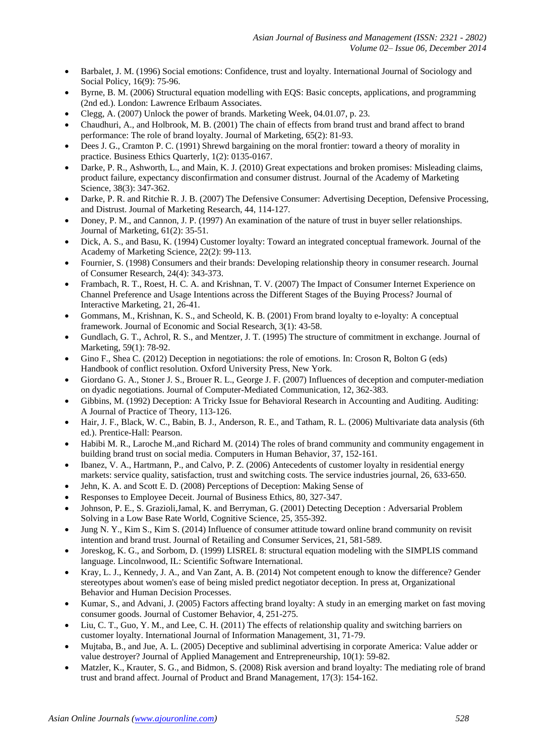- Barbalet, J. M. (1996) Social emotions: Confidence, trust and loyalty. International Journal of Sociology and Social Policy, 16(9): 75-96.
- Byrne, B. M. (2006) Structural equation modelling with EQS: Basic concepts, applications, and programming (2nd ed.). London: Lawrence Erlbaum Associates.
- Clegg, A. (2007) Unlock the power of brands. Marketing Week, 04.01.07, p. 23.
- Chaudhuri, A., and Holbrook, M. B. (2001) The chain of effects from brand trust and brand affect to brand performance: The role of brand loyalty. Journal of Marketing, 65(2): 81-93.
- Dees J. G., Cramton P. C. (1991) Shrewd bargaining on the moral frontier: toward a theory of morality in practice. Business Ethics Quarterly, 1(2): 0135-0167.
- Darke, P. R., Ashworth, L., and Main, K. J. (2010) Great expectations and broken promises: Misleading claims, product failure, expectancy disconfirmation and consumer distrust. Journal of the Academy of Marketing Science, 38(3): 347-362.
- Darke, P. R. and Ritchie R. J. B. (2007) The Defensive Consumer: Advertising Deception, Defensive Processing, and Distrust. Journal of Marketing Research, 44, 114-127.
- Doney, P. M., and Cannon, J. P. (1997) An examination of the nature of trust in buyer seller relationships. Journal of Marketing, 61(2): 35-51.
- Dick, A. S., and Basu, K. (1994) Customer loyalty: Toward an integrated conceptual framework. Journal of the Academy of Marketing Science, 22(2): 99-113.
- Fournier, S. (1998) Consumers and their brands: Developing relationship theory in consumer research. Journal of Consumer Research, 24(4): 343-373.
- Frambach, R. T., Roest, H. C. A. and Krishnan, T. V. (2007) The Impact of Consumer Internet Experience on Channel Preference and Usage Intentions across the Different Stages of the Buying Process? Journal of Interactive Marketing, 21, 26-41.
- Gommans, M., Krishnan, K. S., and Scheold, K. B. (2001) From brand loyalty to e-loyalty: A conceptual framework. Journal of Economic and Social Research, 3(1): 43-58.
- Gundlach, G. T., Achrol, R. S., and Mentzer, J. T. (1995) The structure of commitment in exchange. Journal of Marketing, 59(1): 78-92.
- Gino F., Shea C. (2012) Deception in negotiations: the role of emotions. In: Croson R, Bolton G (eds) Handbook of conflict resolution. Oxford University Press, New York.
- Giordano G. A., Stoner J. S., Brouer R. L., George J. F. (2007) Influences of deception and computer-mediation on dyadic negotiations. Journal of Computer-Mediated Communication, 12, 362-383.
- Gibbins, M. (1992) Deception: A Tricky Issue for Behavioral Research in Accounting and Auditing. Auditing: A Journal of Practice of Theory, 113-126.
- Hair, J. F., Black, W. C., Babin, B. J., Anderson, R. E., and Tatham, R. L. (2006) Multivariate data analysis (6th ed.). Prentice-Hall: Pearson.
- Habibi M. R., Laroche M.,and Richard M. (2014) The roles of brand community and community engagement in building brand trust on social media. Computers in Human Behavior, 37, 152-161.
- Ibanez, V. A., Hartmann, P., and Calvo, P. Z. (2006) Antecedents of customer loyalty in residential energy markets: service quality, satisfaction, trust and switching costs. The service industries journal, 26, 633-650.
- Jehn, K. A. and Scott E. D. (2008) Perceptions of Deception: Making Sense of
- Responses to Employee Deceit. Journal of Business Ethics, 80, 327-347.
- Johnson, P. E., S. Grazioli,Jamal, K. and Berryman, G. (2001) Detecting Deception : Adversarial Problem Solving in a Low Base Rate World, Cognitive Science, 25, 355-392.
- Jung N. Y., Kim S., Kim S. (2014) Influence of consumer attitude toward online brand community on revisit intention and brand trust. Journal of Retailing and Consumer Services, 21, 581-589.
- Joreskog, K. G., and Sorbom, D. (1999) LISREL 8: structural equation modeling with the SIMPLIS command language. Lincolnwood, IL: Scientific Software International.
- Kray, L. J., Kennedy, J. A., and Van Zant, A. B. (2014) Not competent enough to know the difference? Gender stereotypes about women's ease of being misled predict negotiator deception. In press at, Organizational Behavior and Human Decision Processes.
- Kumar, S., and Advani, J. (2005) Factors affecting brand loyalty: A study in an emerging market on fast moving consumer goods. Journal of Customer Behavior, 4, 251-275.
- Liu, C. T., Guo, Y. M., and Lee, C. H. (2011) The effects of relationship quality and switching barriers on customer loyalty. International Journal of Information Management, 31, 71-79.
- Mujtaba, B., and Jue, A. L. (2005) Deceptive and subliminal advertising in corporate America: Value adder or value destroyer? Journal of Applied Management and Entrepreneurship, 10(1): 59-82.
- Matzler, K., Krauter, S. G., and Bidmon, S. (2008) Risk aversion and brand loyalty: The mediating role of brand trust and brand affect. Journal of Product and Brand Management, 17(3): 154-162.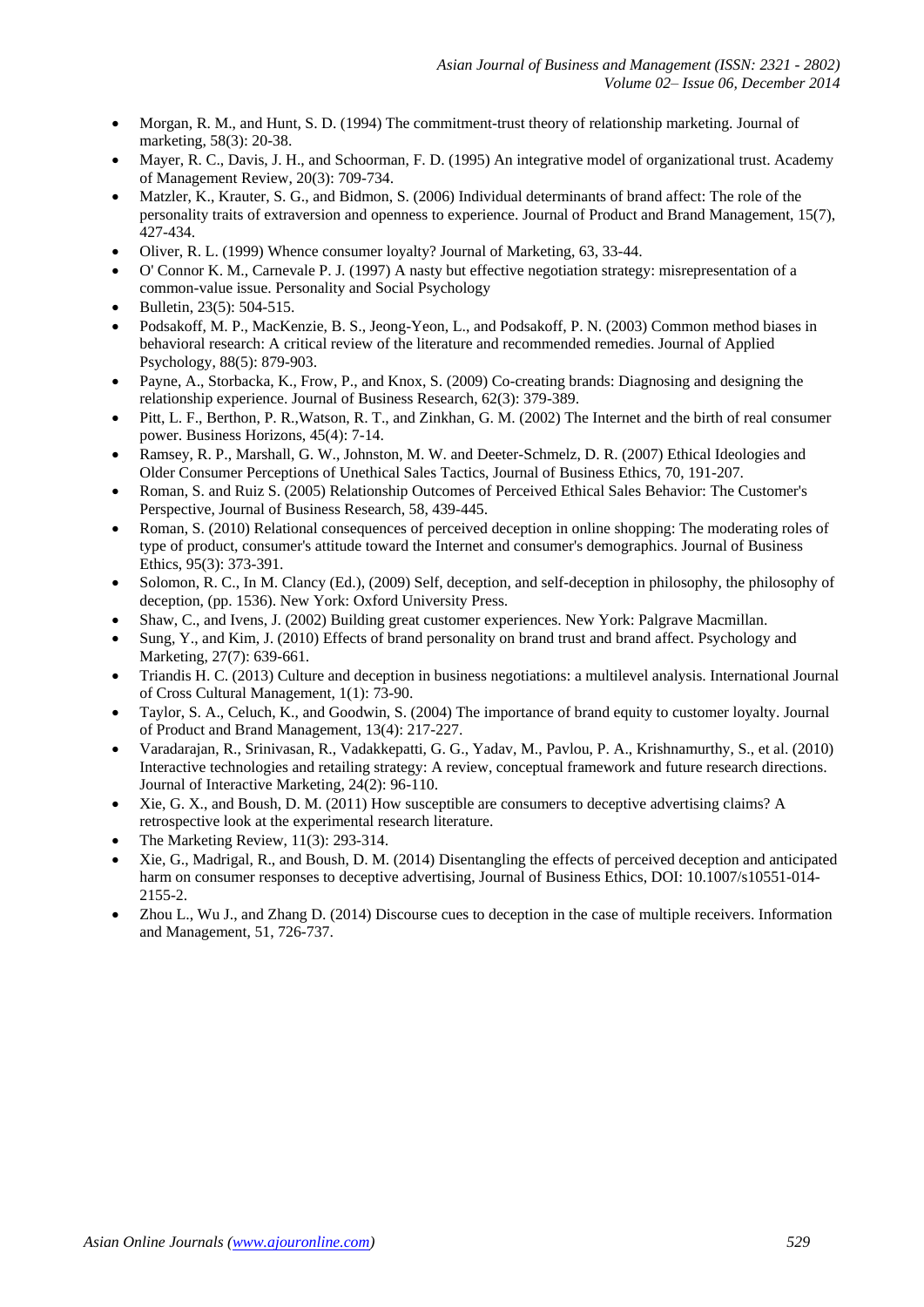- Morgan, R. M., and Hunt, S. D. (1994) The commitment-trust theory of relationship marketing. Journal of marketing, 58(3): 20-38.
- Mayer, R. C., Davis, J. H., and Schoorman, F. D. (1995) An integrative model of organizational trust. Academy of Management Review, 20(3): 709-734.
- Matzler, K., Krauter, S. G., and Bidmon, S. (2006) Individual determinants of brand affect: The role of the personality traits of extraversion and openness to experience. Journal of Product and Brand Management, 15(7), 427-434.
- Oliver, R. L. (1999) Whence consumer loyalty? Journal of Marketing, 63, 33-44.
- O' Connor K. M., Carnevale P. J. (1997) A nasty but effective negotiation strategy: misrepresentation of a common-value issue. Personality and Social Psychology
- Bulletin, 23(5): 504-515.
- Podsakoff, M. P., MacKenzie, B. S., Jeong-Yeon, L., and Podsakoff, P. N. (2003) Common method biases in behavioral research: A critical review of the literature and recommended remedies. Journal of Applied Psychology, 88(5): 879-903.
- Payne, A., Storbacka, K., Frow, P., and Knox, S. (2009) Co-creating brands: Diagnosing and designing the relationship experience. Journal of Business Research, 62(3): 379-389.
- Pitt, L. F., Berthon, P. R.,Watson, R. T., and Zinkhan, G. M. (2002) The Internet and the birth of real consumer power. Business Horizons, 45(4): 7-14.
- Ramsey, R. P., Marshall, G. W., Johnston, M. W. and Deeter-Schmelz, D. R. (2007) Ethical Ideologies and Older Consumer Perceptions of Unethical Sales Tactics, Journal of Business Ethics, 70, 191-207.
- Roman, S. and Ruiz S. (2005) Relationship Outcomes of Perceived Ethical Sales Behavior: The Customer's Perspective, Journal of Business Research, 58, 439-445.
- Roman, S. (2010) Relational consequences of perceived deception in online shopping: The moderating roles of type of product, consumer's attitude toward the Internet and consumer's demographics. Journal of Business Ethics, 95(3): 373-391.
- Solomon, R. C., In M. Clancy (Ed.), (2009) Self, deception, and self-deception in philosophy, the philosophy of deception, (pp. 1536). New York: Oxford University Press.
- Shaw, C., and Ivens, J. (2002) Building great customer experiences. New York: Palgrave Macmillan.
- Sung, Y., and Kim, J. (2010) Effects of brand personality on brand trust and brand affect. Psychology and Marketing, 27(7): 639-661.
- Triandis H. C. (2013) Culture and deception in business negotiations: a multilevel analysis. International Journal of Cross Cultural Management, 1(1): 73-90.
- Taylor, S. A., Celuch, K., and Goodwin, S. (2004) The importance of brand equity to customer loyalty. Journal of Product and Brand Management, 13(4): 217-227.
- Varadarajan, R., Srinivasan, R., Vadakkepatti, G. G., Yadav, M., Pavlou, P. A., Krishnamurthy, S., et al. (2010) Interactive technologies and retailing strategy: A review, conceptual framework and future research directions. Journal of Interactive Marketing, 24(2): 96-110.
- Xie, G. X., and Boush, D. M. (2011) How susceptible are consumers to deceptive advertising claims? A retrospective look at the experimental research literature.
- The Marketing Review, 11(3): 293-314.
- Xie, G., Madrigal, R., and Boush, D. M. (2014) Disentangling the effects of perceived deception and anticipated harm on consumer responses to deceptive advertising, Journal of Business Ethics, DOI: 10.1007/s10551-014-2155-2.
- Zhou L., Wu J., and Zhang D. (2014) Discourse cues to deception in the case of multiple receivers. Information and Management, 51, 726-737.